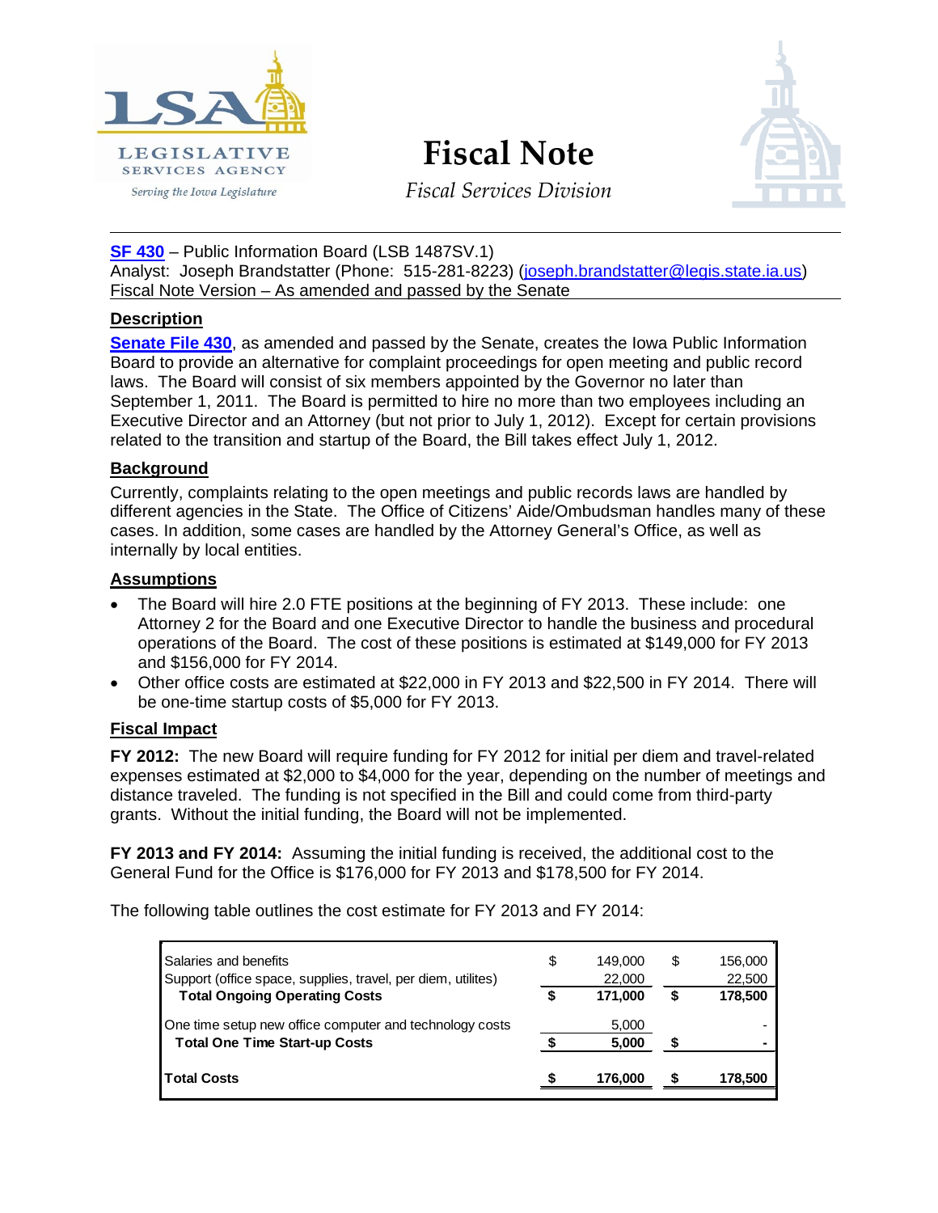# Fiscal Note

*Fiscal Services Division*

**SF 430** – Public Information Board (LSB 1487SV.1)
Analyst: Joseph Brandstatter (Phone: 515-281-8223) (joseph.brandstatter@legis.state.ia.us)
Fiscal Note Version – As amended and passed by the Senate

## Description

**Senate File 430**, as amended and passed by the Senate, creates the Iowa Public Information Board to provide an alternative for complaint proceedings for open meeting and public record laws. The Board will consist of six members appointed by the Governor no later than September 1, 2011. The Board is permitted to hire no more than two employees including an Executive Director and an Attorney (but not prior to July 1, 2012). Except for certain provisions related to the transition and startup of the Board, the Bill takes effect July 1, 2012.

## Background

Currently, complaints relating to the open meetings and public records laws are handled by different agencies in the State. The Office of Citizens' Aide/Ombudsman handles many of these cases. In addition, some cases are handled by the Attorney General's Office, as well as internally by local entities.

## Assumptions

- The Board will hire 2.0 FTE positions at the beginning of FY 2013. These include: one Attorney 2 for the Board and one Executive Director to handle the business and procedural operations of the Board. The cost of these positions is estimated at $149,000 for FY 2013 and $156,000 for FY 2014.
- Other office costs are estimated at $22,000 in FY 2013 and $22,500 in FY 2014. There will be one-time startup costs of $5,000 for FY 2013.

## Fiscal Impact

**FY 2012:** The new Board will require funding for FY 2012 for initial per diem and travel-related expenses estimated at $2,000 to $4,000 for the year, depending on the number of meetings and distance traveled. The funding is not specified in the Bill and could come from third-party grants. Without the initial funding, the Board will not be implemented.

**FY 2013 and FY 2014:** Assuming the initial funding is received, the additional cost to the General Fund for the Office is $176,000 for FY 2013 and $178,500 for FY 2014.

The following table outlines the cost estimate for FY 2013 and FY 2014:

| | FY 2013 | FY 2014 |
|---|---|---|
| Salaries and benefits | $ 149,000 | $ 156,000 |
| Support (office space, supplies, travel, per diem, utilites) | 22,000 | 22,500 |
| **Total Ongoing Operating Costs** | **$ 171,000** | **$ 178,500** |
| One time setup new office computer and technology costs | 5,000 | - |
| **Total One Time Start-up Costs** | **$ 5,000** | **$ -** |
| **Total Costs** | **$ 176,000** | **$ 178,500** |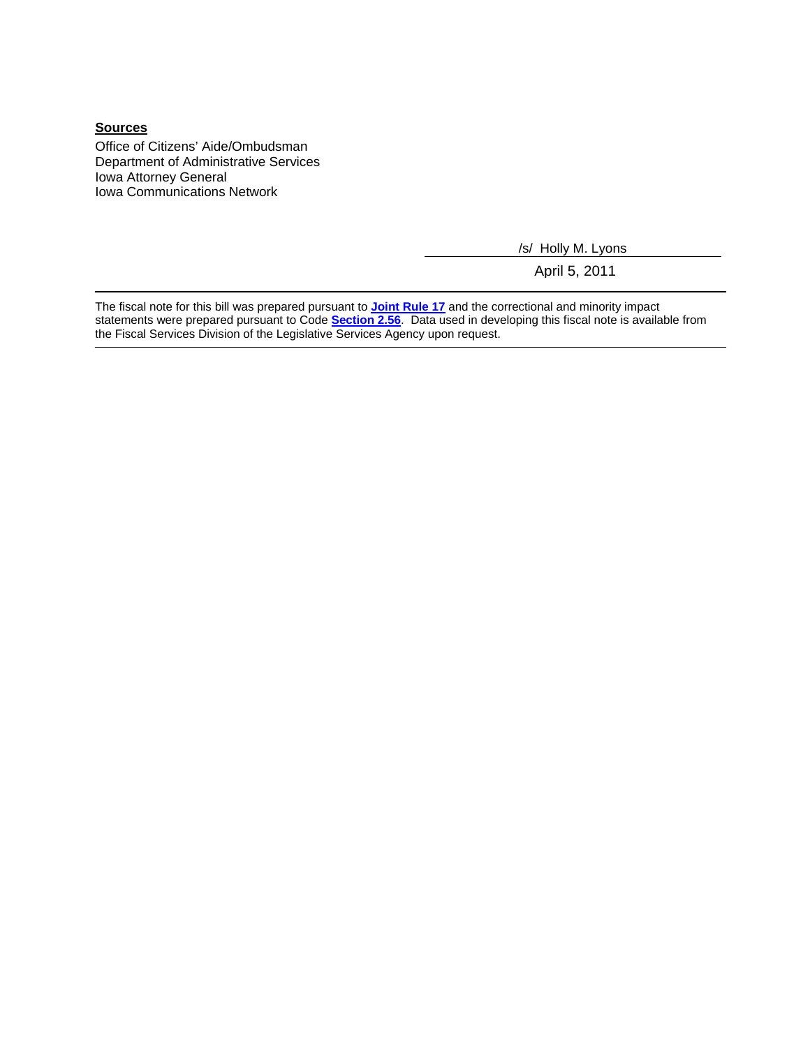**Sources**

Office of Citizens' Aide/Ombudsman
Department of Administrative Services
Iowa Attorney General
Iowa Communications Network

/s/ Holly M. Lyons

April 5, 2011

---

The fiscal note for this bill was prepared pursuant to **Joint Rule 17** and the correctional and minority impact statements were prepared pursuant to Code **Section 2.56**. Data used in developing this fiscal note is available from the Fiscal Services Division of the Legislative Services Agency upon request.

---